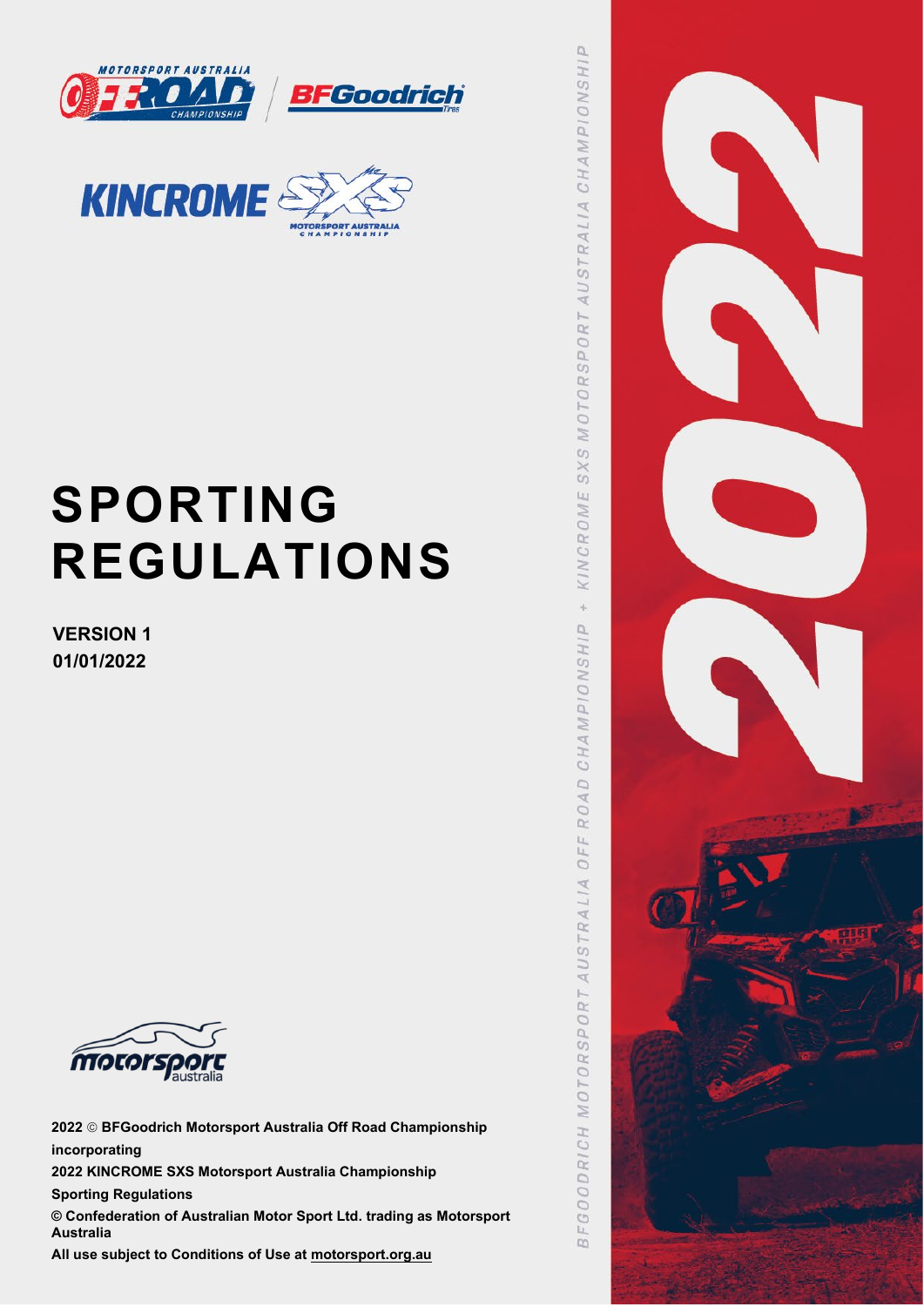# SPORTING REGULATIONS

**VERSION 1**
**01/01/2022**

**2022 © BFGoodrich Motorsport Australia Off Road Championship**

**incorporating**

**2022 KINCROME SXS Motorsport Australia Championship**

**Sporting Regulations**

**© Confederation of Australian Motor Sport Ltd. trading as Motorsport Australia**

**All use subject to Conditions of Use at motorsport.org.au**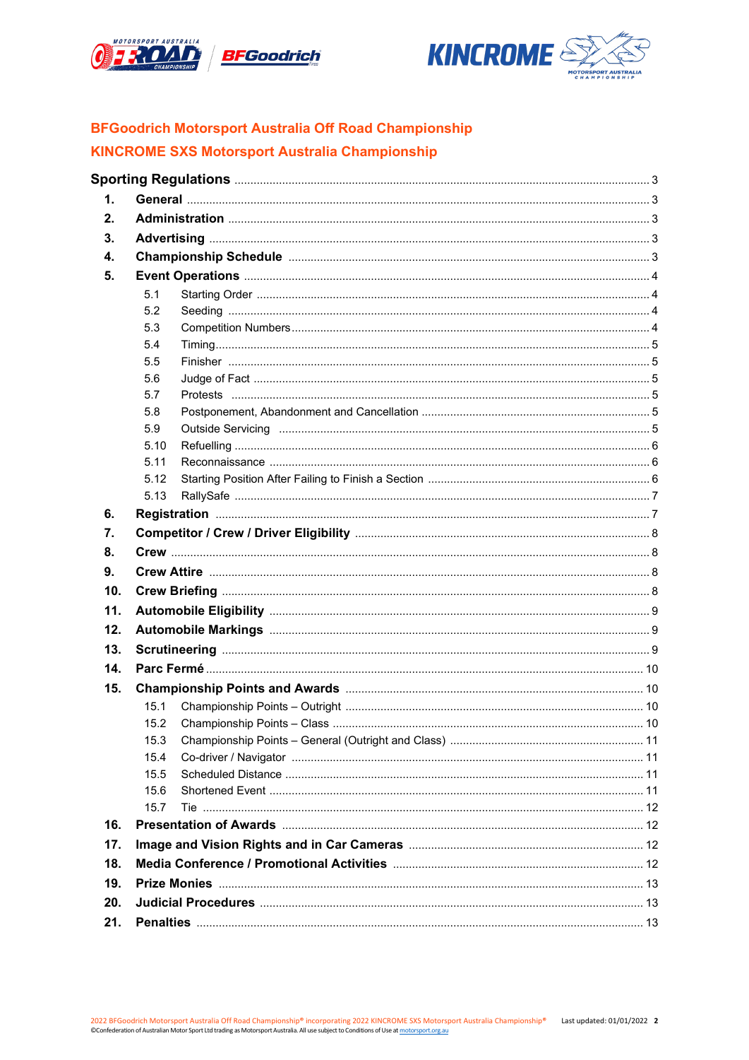## BFGoodrich Motorsport Australia Off Road Championship

## KINCROME SXS Motorsport Australia Championship

| | | |
|---|---|---|
| **Sporting Regulations** | | 3 |
| **1.** | **General** | 3 |
| **2.** | **Administration** | 3 |
| **3.** | **Advertising** | 3 |
| **4.** | **Championship Schedule** | 3 |
| **5.** | **Event Operations** | 4 |
| 5.1 | Starting Order | 4 |
| 5.2 | Seeding | 4 |
| 5.3 | Competition Numbers | 4 |
| 5.4 | Timing | 5 |
| 5.5 | Finisher | 5 |
| 5.6 | Judge of Fact | 5 |
| 5.7 | Protests | 5 |
| 5.8 | Postponement, Abandonment and Cancellation | 5 |
| 5.9 | Outside Servicing | 5 |
| 5.10 | Refuelling | 6 |
| 5.11 | Reconnaissance | 6 |
| 5.12 | Starting Position After Failing to Finish a Section | 6 |
| 5.13 | RallySafe | 7 |
| **6.** | **Registration** | 7 |
| **7.** | **Competitor / Crew / Driver Eligibility** | 8 |
| **8.** | **Crew** | 8 |
| **9.** | **Crew Attire** | 8 |
| **10.** | **Crew Briefing** | 8 |
| **11.** | **Automobile Eligibility** | 9 |
| **12.** | **Automobile Markings** | 9 |
| **13.** | **Scrutineering** | 9 |
| **14.** | **Parc Fermé** | 10 |
| **15.** | **Championship Points and Awards** | 10 |
| 15.1 | Championship Points – Outright | 10 |
| 15.2 | Championship Points – Class | 10 |
| 15.3 | Championship Points – General (Outright and Class) | 11 |
| 15.4 | Co-driver / Navigator | 11 |
| 15.5 | Scheduled Distance | 11 |
| 15.6 | Shortened Event | 11 |
| 15.7 | Tie | 12 |
| **16.** | **Presentation of Awards** | 12 |
| **17.** | **Image and Vision Rights and in Car Cameras** | 12 |
| **18.** | **Media Conference / Promotional Activities** | 12 |
| **19.** | **Prize Monies** | 13 |
| **20.** | **Judicial Procedures** | 13 |
| **21.** | **Penalties** | 13 |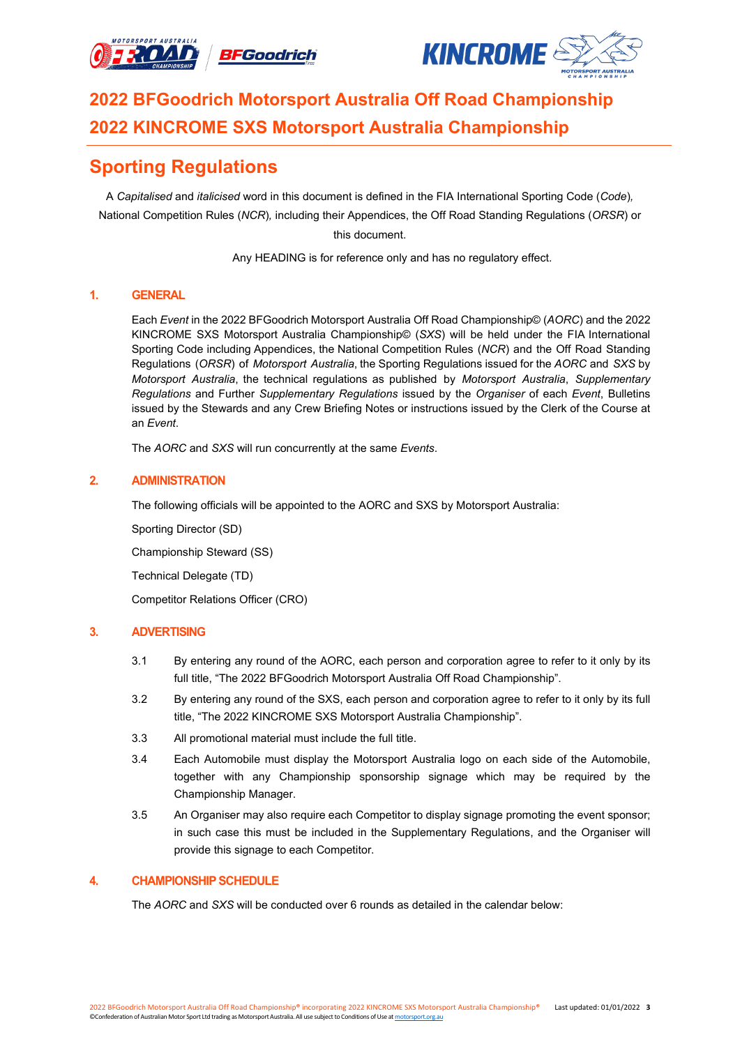# 2022 BFGoodrich Motorsport Australia Off Road Championship
# 2022 KINCROME SXS Motorsport Australia Championship

## Sporting Regulations

A *Capitalised* and *italicised* word in this document is defined in the FIA International Sporting Code (*Code*), National Competition Rules (*NCR*), including their Appendices, the Off Road Standing Regulations (*ORSR*) or this document.

Any HEADING is for reference only and has no regulatory effect.

### 1. GENERAL

Each *Event* in the 2022 BFGoodrich Motorsport Australia Off Road Championship© (*AORC*) and the 2022 KINCROME SXS Motorsport Australia Championship© (*SXS*) will be held under the FIA International Sporting Code including Appendices, the National Competition Rules (*NCR*) and the Off Road Standing Regulations (*ORSR*) of *Motorsport Australia*, the Sporting Regulations issued for the *AORC* and *SXS* by *Motorsport Australia*, the technical regulations as published by *Motorsport Australia*, *Supplementary Regulations* and Further *Supplementary Regulations* issued by the *Organiser* of each *Event*, Bulletins issued by the Stewards and any Crew Briefing Notes or instructions issued by the Clerk of the Course at an *Event*.

The *AORC* and *SXS* will run concurrently at the same *Events*.

### 2. ADMINISTRATION

The following officials will be appointed to the AORC and SXS by Motorsport Australia:

Sporting Director (SD)

Championship Steward (SS)

Technical Delegate (TD)

Competitor Relations Officer (CRO)

### 3. ADVERTISING

3.1 By entering any round of the AORC, each person and corporation agree to refer to it only by its full title, "The 2022 BFGoodrich Motorsport Australia Off Road Championship".

3.2 By entering any round of the SXS, each person and corporation agree to refer to it only by its full title, "The 2022 KINCROME SXS Motorsport Australia Championship".

3.3 All promotional material must include the full title.

3.4 Each Automobile must display the Motorsport Australia logo on each side of the Automobile, together with any Championship sponsorship signage which may be required by the Championship Manager.

3.5 An Organiser may also require each Competitor to display signage promoting the event sponsor; in such case this must be included in the Supplementary Regulations, and the Organiser will provide this signage to each Competitor.

### 4. CHAMPIONSHIP SCHEDULE

The *AORC* and *SXS* will be conducted over 6 rounds as detailed in the calendar below: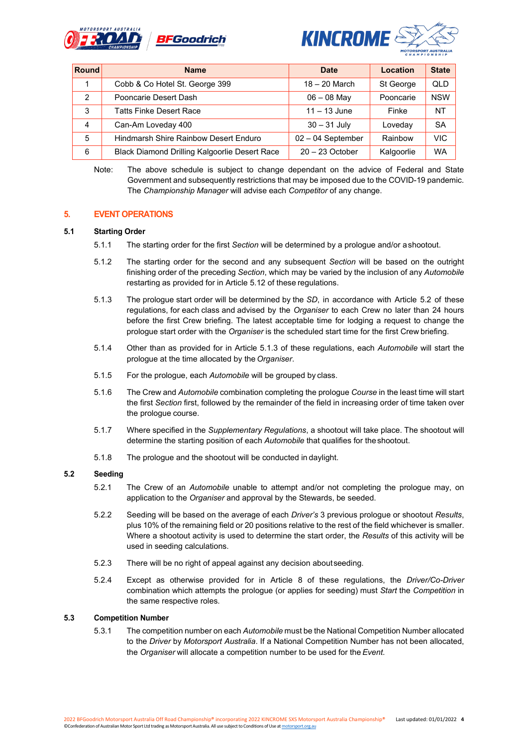| Round | Name | Date | Location | State |
|---|---|---|---|---|
| 1 | Cobb & Co Hotel St. George 399 | 18 – 20 March | St George | QLD |
| 2 | Pooncarie Desert Dash | 06 – 08 May | Pooncarie | NSW |
| 3 | Tatts Finke Desert Race | 11 – 13 June | Finke | NT |
| 4 | Can-Am Loveday 400 | 30 – 31 July | Loveday | SA |
| 5 | Hindmarsh Shire Rainbow Desert Enduro | 02 – 04 September | Rainbow | VIC |
| 6 | Black Diamond Drilling Kalgoorlie Desert Race | 20 – 23 October | Kalgoorlie | WA |

Note: The above schedule is subject to change dependant on the advice of Federal and State Government and subsequently restrictions that may be imposed due to the COVID-19 pandemic. The *Championship Manager* will advise each *Competitor* of any change.

## 5. EVENT OPERATIONS

### 5.1 Starting Order

5.1.1 The starting order for the first *Section* will be determined by a prologue and/or a shootout.

5.1.2 The starting order for the second and any subsequent *Section* will be based on the outright finishing order of the preceding *Section*, which may be varied by the inclusion of any *Automobile* restarting as provided for in Article 5.12 of these regulations.

5.1.3 The prologue start order will be determined by the *SD*, in accordance with Article 5.2 of these regulations, for each class and advised by the *Organiser* to each Crew no later than 24 hours before the first Crew briefing. The latest acceptable time for lodging a request to change the prologue start order with the *Organiser* is the scheduled start time for the first Crew briefing.

5.1.4 Other than as provided for in Article 5.1.3 of these regulations, each *Automobile* will start the prologue at the time allocated by the *Organiser*.

5.1.5 For the prologue, each *Automobile* will be grouped by class.

5.1.6 The Crew and *Automobile* combination completing the prologue *Course* in the least time will start the first *Section* first, followed by the remainder of the field in increasing order of time taken over the prologue course.

5.1.7 Where specified in the *Supplementary Regulations*, a shootout will take place. The shootout will determine the starting position of each *Automobile* that qualifies for the shootout.

5.1.8 The prologue and the shootout will be conducted in daylight.

### 5.2 Seeding

5.2.1 The Crew of an *Automobile* unable to attempt and/or not completing the prologue may, on application to the *Organiser* and approval by the Stewards, be seeded.

5.2.2 Seeding will be based on the average of each *Driver's* 3 previous prologue or shootout *Results*, plus 10% of the remaining field or 20 positions relative to the rest of the field whichever is smaller. Where a shootout activity is used to determine the start order, the *Results* of this activity will be used in seeding calculations.

5.2.3 There will be no right of appeal against any decision about seeding.

5.2.4 Except as otherwise provided for in Article 8 of these regulations, the *Driver/Co-Driver* combination which attempts the prologue (or applies for seeding) must *Start* the *Competition* in the same respective roles.

### 5.3 Competition Number

5.3.1 The competition number on each *Automobile* must be the National Competition Number allocated to the *Driver* by *Motorsport Australia*. If a National Competition Number has not been allocated, the *Organiser* will allocate a competition number to be used for the *Event*.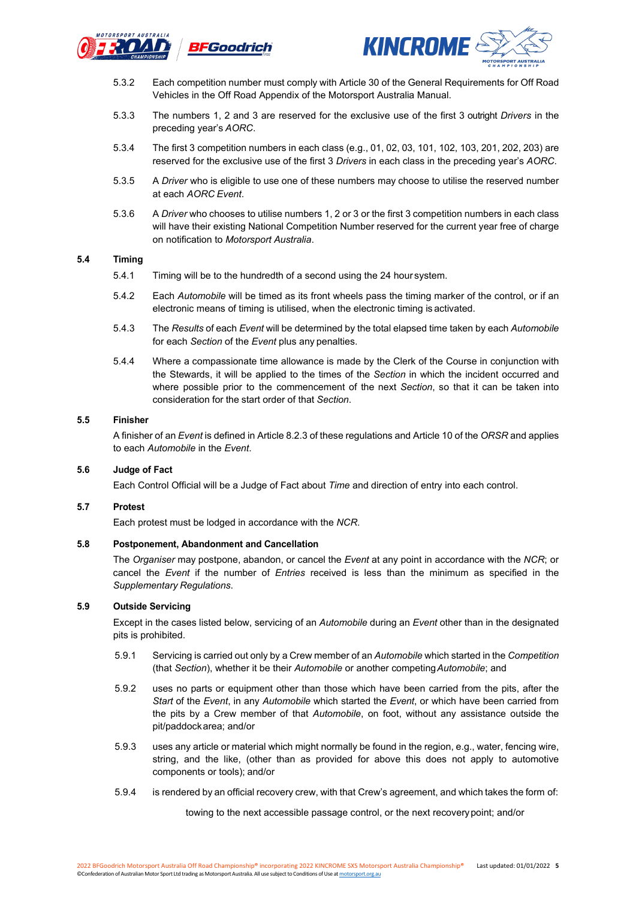5.3.2 Each competition number must comply with Article 30 of the General Requirements for Off Road Vehicles in the Off Road Appendix of the Motorsport Australia Manual.

5.3.3 The numbers 1, 2 and 3 are reserved for the exclusive use of the first 3 outright *Drivers* in the preceding year's *AORC*.

5.3.4 The first 3 competition numbers in each class (e.g., 01, 02, 03, 101, 102, 103, 201, 202, 203) are reserved for the exclusive use of the first 3 *Drivers* in each class in the preceding year's *AORC*.

5.3.5 A *Driver* who is eligible to use one of these numbers may choose to utilise the reserved number at each *AORC Event*.

5.3.6 A *Driver* who chooses to utilise numbers 1, 2 or 3 or the first 3 competition numbers in each class will have their existing National Competition Number reserved for the current year free of charge on notification to *Motorsport Australia*.

### 5.4 Timing

5.4.1 Timing will be to the hundredth of a second using the 24 hour system.

5.4.2 Each *Automobile* will be timed as its front wheels pass the timing marker of the control, or if an electronic means of timing is utilised, when the electronic timing is activated.

5.4.3 The *Results* of each *Event* will be determined by the total elapsed time taken by each *Automobile* for each *Section* of the *Event* plus any penalties.

5.4.4 Where a compassionate time allowance is made by the Clerk of the Course in conjunction with the Stewards, it will be applied to the times of the *Section* in which the incident occurred and where possible prior to the commencement of the next *Section*, so that it can be taken into consideration for the start order of that *Section*.

### 5.5 Finisher

A finisher of an *Event* is defined in Article 8.2.3 of these regulations and Article 10 of the *ORSR* and applies to each *Automobile* in the *Event*.

### 5.6 Judge of Fact

Each Control Official will be a Judge of Fact about *Time* and direction of entry into each control.

### 5.7 Protest

Each protest must be lodged in accordance with the *NCR*.

### 5.8 Postponement, Abandonment and Cancellation

The *Organiser* may postpone, abandon, or cancel the *Event* at any point in accordance with the *NCR*; or cancel the *Event* if the number of *Entries* received is less than the minimum as specified in the *Supplementary Regulations*.

### 5.9 Outside Servicing

Except in the cases listed below, servicing of an *Automobile* during an *Event* other than in the designated pits is prohibited.

5.9.1 Servicing is carried out only by a Crew member of an *Automobile* which started in the *Competition* (that *Section*), whether it be their *Automobile* or another competing *Automobile*; and

5.9.2 uses no parts or equipment other than those which have been carried from the pits, after the *Start* of the *Event*, in any *Automobile* which started the *Event*, or which have been carried from the pits by a Crew member of that *Automobile*, on foot, without any assistance outside the pit/paddock area; and/or

5.9.3 uses any article or material which might normally be found in the region, e.g., water, fencing wire, string, and the like, (other than as provided for above this does not apply to automotive components or tools); and/or

5.9.4 is rendered by an official recovery crew, with that Crew's agreement, and which takes the form of:

towing to the next accessible passage control, or the next recovery point; and/or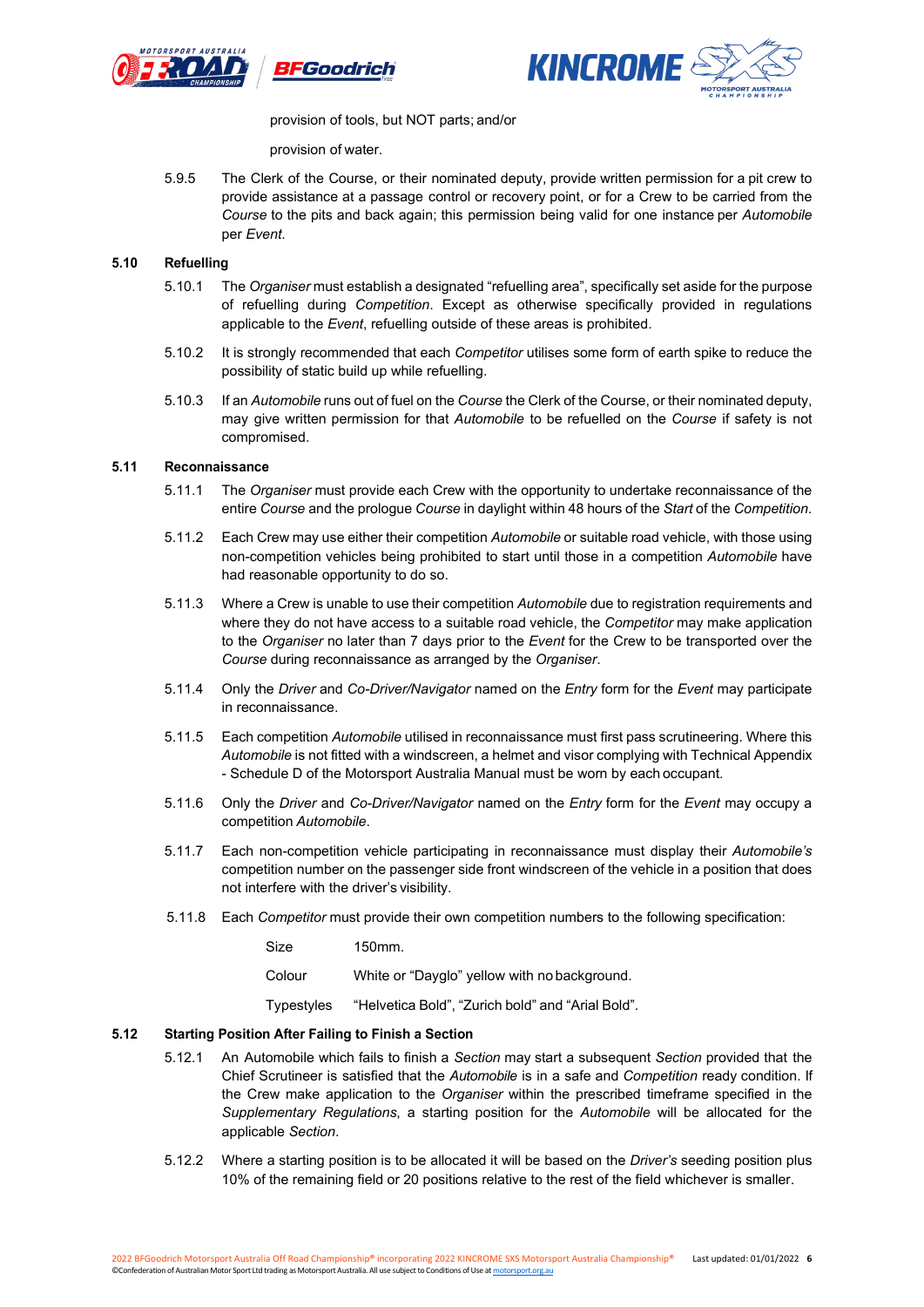provision of tools, but NOT parts; and/or

provision of water.

5.9.5 The Clerk of the Course, or their nominated deputy, provide written permission for a pit crew to provide assistance at a passage control or recovery point, or for a Crew to be carried from the *Course* to the pits and back again; this permission being valid for one instance per *Automobile* per *Event*.

## 5.10 Refuelling

5.10.1 The *Organiser* must establish a designated "refuelling area", specifically set aside for the purpose of refuelling during *Competition*. Except as otherwise specifically provided in regulations applicable to the *Event*, refuelling outside of these areas is prohibited.

5.10.2 It is strongly recommended that each *Competitor* utilises some form of earth spike to reduce the possibility of static build up while refuelling.

5.10.3 If an *Automobile* runs out of fuel on the *Course* the Clerk of the Course, or their nominated deputy, may give written permission for that *Automobile* to be refuelled on the *Course* if safety is not compromised.

## 5.11 Reconnaissance

5.11.1 The *Organiser* must provide each Crew with the opportunity to undertake reconnaissance of the entire *Course* and the prologue *Course* in daylight within 48 hours of the *Start* of the *Competition*.

5.11.2 Each Crew may use either their competition *Automobile* or suitable road vehicle, with those using non-competition vehicles being prohibited to start until those in a competition *Automobile* have had reasonable opportunity to do so.

5.11.3 Where a Crew is unable to use their competition *Automobile* due to registration requirements and where they do not have access to a suitable road vehicle, the *Competitor* may make application to the *Organiser* no later than 7 days prior to the *Event* for the Crew to be transported over the *Course* during reconnaissance as arranged by the *Organiser*.

5.11.4 Only the *Driver* and *Co-Driver/Navigator* named on the *Entry* form for the *Event* may participate in reconnaissance.

5.11.5 Each competition *Automobile* utilised in reconnaissance must first pass scrutineering. Where this *Automobile* is not fitted with a windscreen, a helmet and visor complying with Technical Appendix - Schedule D of the Motorsport Australia Manual must be worn by each occupant.

5.11.6 Only the *Driver* and *Co-Driver/Navigator* named on the *Entry* form for the *Event* may occupy a competition *Automobile*.

5.11.7 Each non-competition vehicle participating in reconnaissance must display their *Automobile's* competition number on the passenger side front windscreen of the vehicle in a position that does not interfere with the driver's visibility.

5.11.8 Each *Competitor* must provide their own competition numbers to the following specification:

| | |
|---|---|
| Size | 150mm. |
| Colour | White or "Dayglo" yellow with no background. |
| Typestyles | "Helvetica Bold", "Zurich bold" and "Arial Bold". |

## 5.12 Starting Position After Failing to Finish a Section

5.12.1 An Automobile which fails to finish a *Section* may start a subsequent *Section* provided that the Chief Scrutineer is satisfied that the *Automobile* is in a safe and *Competition* ready condition. If the Crew make application to the *Organiser* within the prescribed timeframe specified in the *Supplementary Regulations*, a starting position for the *Automobile* will be allocated for the applicable *Section*.

5.12.2 Where a starting position is to be allocated it will be based on the *Driver's* seeding position plus 10% of the remaining field or 20 positions relative to the rest of the field whichever is smaller.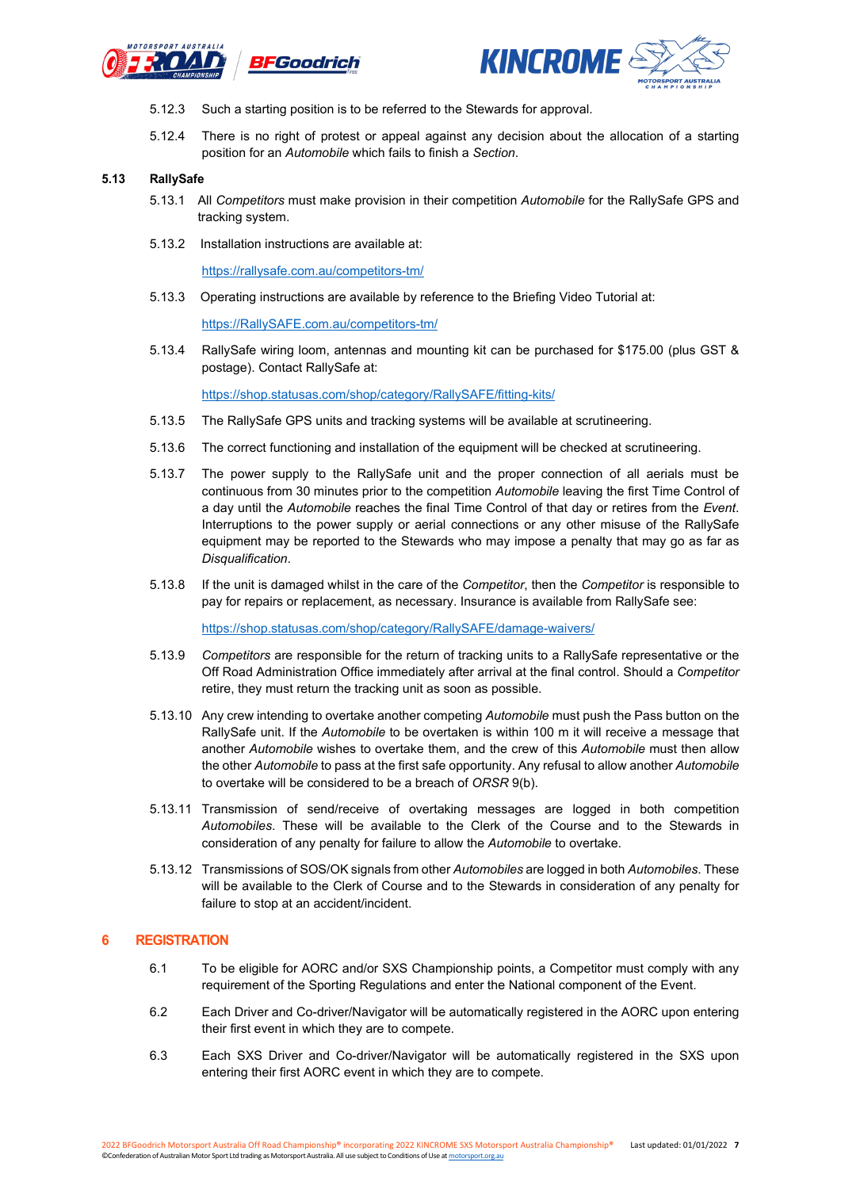5.12.3 Such a starting position is to be referred to the Stewards for approval.

5.12.4 There is no right of protest or appeal against any decision about the allocation of a starting position for an *Automobile* which fails to finish a *Section*.

### 5.13 RallySafe

5.13.1 All *Competitors* must make provision in their competition *Automobile* for the RallySafe GPS and tracking system.

5.13.2 Installation instructions are available at:

https://rallysafe.com.au/competitors-tm/

5.13.3 Operating instructions are available by reference to the Briefing Video Tutorial at:

https://RallySAFE.com.au/competitors-tm/

5.13.4 RallySafe wiring loom, antennas and mounting kit can be purchased for $175.00 (plus GST & postage). Contact RallySafe at:

https://shop.statusas.com/shop/category/RallySAFE/fitting-kits/

5.13.5 The RallySafe GPS units and tracking systems will be available at scrutineering.

5.13.6 The correct functioning and installation of the equipment will be checked at scrutineering.

5.13.7 The power supply to the RallySafe unit and the proper connection of all aerials must be continuous from 30 minutes prior to the competition *Automobile* leaving the first Time Control of a day until the *Automobile* reaches the final Time Control of that day or retires from the *Event*. Interruptions to the power supply or aerial connections or any other misuse of the RallySafe equipment may be reported to the Stewards who may impose a penalty that may go as far as *Disqualification*.

5.13.8 If the unit is damaged whilst in the care of the *Competitor*, then the *Competitor* is responsible to pay for repairs or replacement, as necessary. Insurance is available from RallySafe see:

https://shop.statusas.com/shop/category/RallySAFE/damage-waivers/

5.13.9 *Competitors* are responsible for the return of tracking units to a RallySafe representative or the Off Road Administration Office immediately after arrival at the final control. Should a *Competitor* retire, they must return the tracking unit as soon as possible.

5.13.10 Any crew intending to overtake another competing *Automobile* must push the Pass button on the RallySafe unit. If the *Automobile* to be overtaken is within 100 m it will receive a message that another *Automobile* wishes to overtake them, and the crew of this *Automobile* must then allow the other *Automobile* to pass at the first safe opportunity. Any refusal to allow another *Automobile* to overtake will be considered to be a breach of *ORSR* 9(b).

5.13.11 Transmission of send/receive of overtaking messages are logged in both competition *Automobiles*. These will be available to the Clerk of the Course and to the Stewards in consideration of any penalty for failure to allow the *Automobile* to overtake.

5.13.12 Transmissions of SOS/OK signals from other *Automobiles* are logged in both *Automobiles*. These will be available to the Clerk of Course and to the Stewards in consideration of any penalty for failure to stop at an accident/incident.

## 6 REGISTRATION

6.1 To be eligible for AORC and/or SXS Championship points, a Competitor must comply with any requirement of the Sporting Regulations and enter the National component of the Event.

6.2 Each Driver and Co-driver/Navigator will be automatically registered in the AORC upon entering their first event in which they are to compete.

6.3 Each SXS Driver and Co-driver/Navigator will be automatically registered in the SXS upon entering their first AORC event in which they are to compete.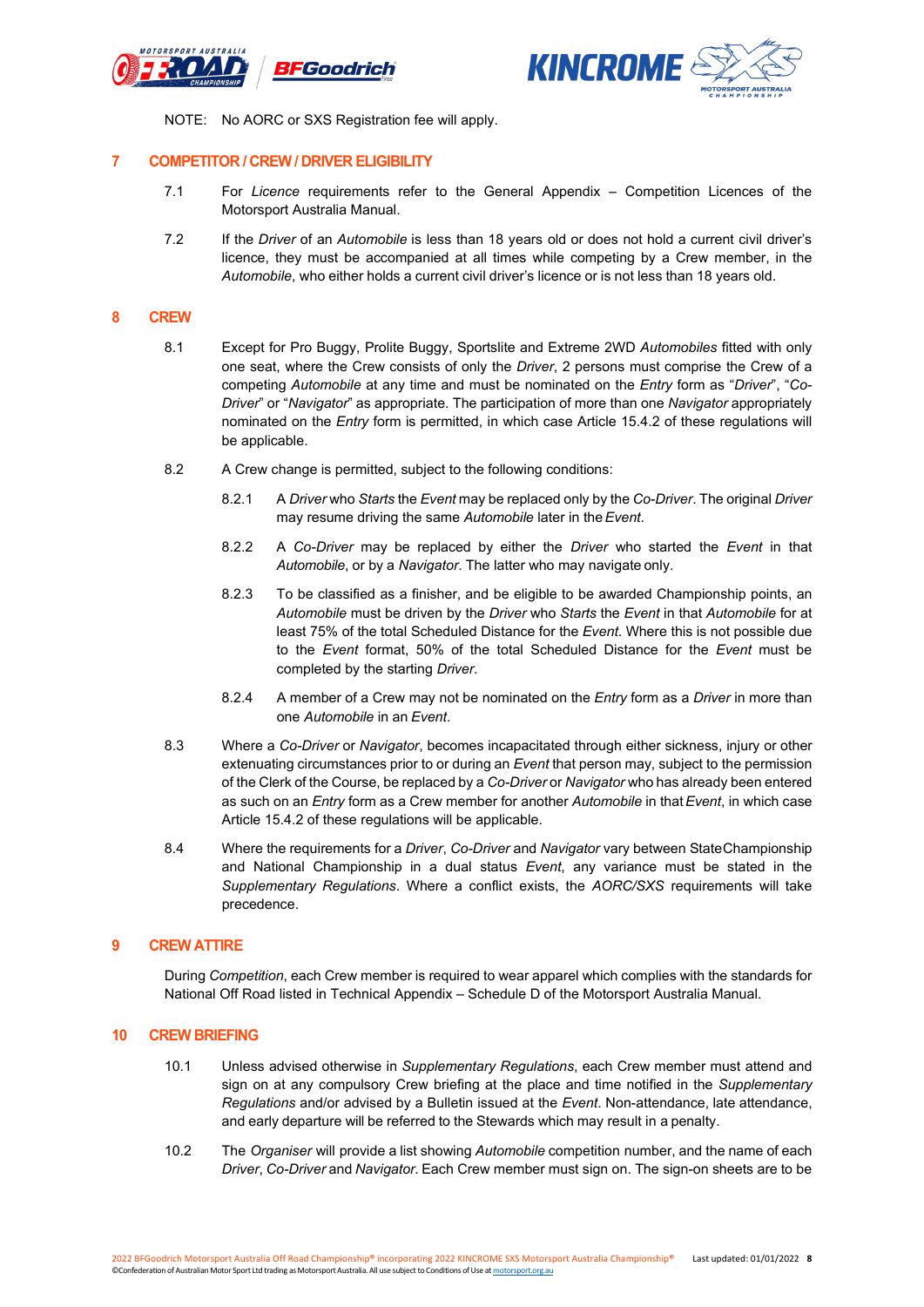NOTE: No AORC or SXS Registration fee will apply.

## 7 COMPETITOR / CREW / DRIVER ELIGIBILITY

7.1 For *Licence* requirements refer to the General Appendix – Competition Licences of the Motorsport Australia Manual.

7.2 If the *Driver* of an *Automobile* is less than 18 years old or does not hold a current civil driver's licence, they must be accompanied at all times while competing by a Crew member, in the *Automobile*, who either holds a current civil driver's licence or is not less than 18 years old.

## 8 CREW

8.1 Except for Pro Buggy, Prolite Buggy, Sportslite and Extreme 2WD *Automobiles* fitted with only one seat, where the Crew consists of only the *Driver*, 2 persons must comprise the Crew of a competing *Automobile* at any time and must be nominated on the *Entry* form as "*Driver*", "*Co-Driver*" or "*Navigator*" as appropriate. The participation of more than one *Navigator* appropriately nominated on the *Entry* form is permitted, in which case Article 15.4.2 of these regulations will be applicable.

8.2 A Crew change is permitted, subject to the following conditions:

8.2.1 A *Driver* who *Starts* the *Event* may be replaced only by the *Co-Driver*. The original *Driver* may resume driving the same *Automobile* later in the *Event*.

8.2.2 A *Co-Driver* may be replaced by either the *Driver* who started the *Event* in that *Automobile*, or by a *Navigator*. The latter who may navigate only.

8.2.3 To be classified as a finisher, and be eligible to be awarded Championship points, an *Automobile* must be driven by the *Driver* who *Starts* the *Event* in that *Automobile* for at least 75% of the total Scheduled Distance for the *Event*. Where this is not possible due to the *Event* format, 50% of the total Scheduled Distance for the *Event* must be completed by the starting *Driver*.

8.2.4 A member of a Crew may not be nominated on the *Entry* form as a *Driver* in more than one *Automobile* in an *Event*.

8.3 Where a *Co-Driver* or *Navigator*, becomes incapacitated through either sickness, injury or other extenuating circumstances prior to or during an *Event* that person may, subject to the permission of the Clerk of the Course, be replaced by a *Co-Driver* or *Navigator* who has already been entered as such on an *Entry* form as a Crew member for another *Automobile* in that *Event*, in which case Article 15.4.2 of these regulations will be applicable.

8.4 Where the requirements for a *Driver*, *Co-Driver* and *Navigator* vary between State Championship and National Championship in a dual status *Event*, any variance must be stated in the *Supplementary Regulations*. Where a conflict exists, the *AORC/SXS* requirements will take precedence.

## 9 CREW ATTIRE

During *Competition*, each Crew member is required to wear apparel which complies with the standards for National Off Road listed in Technical Appendix – Schedule D of the Motorsport Australia Manual.

## 10 CREW BRIEFING

10.1 Unless advised otherwise in *Supplementary Regulations*, each Crew member must attend and sign on at any compulsory Crew briefing at the place and time notified in the *Supplementary Regulations* and/or advised by a Bulletin issued at the *Event*. Non-attendance, late attendance, and early departure will be referred to the Stewards which may result in a penalty.

10.2 The *Organiser* will provide a list showing *Automobile* competition number, and the name of each *Driver*, *Co-Driver* and *Navigator*. Each Crew member must sign on. The sign-on sheets are to be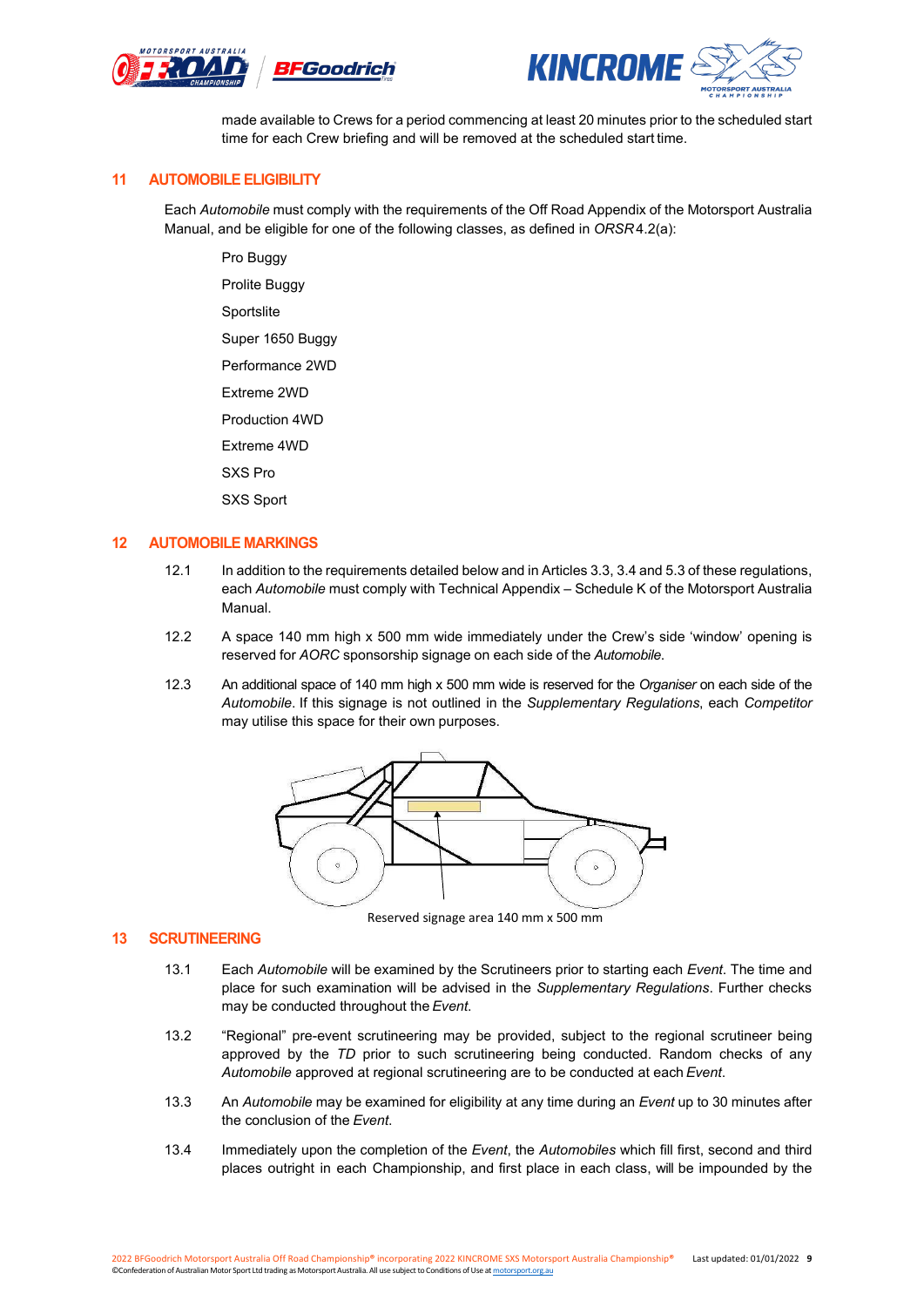made available to Crews for a period commencing at least 20 minutes prior to the scheduled start time for each Crew briefing and will be removed at the scheduled start time.

## 11 AUTOMOBILE ELIGIBILITY

Each *Automobile* must comply with the requirements of the Off Road Appendix of the Motorsport Australia Manual, and be eligible for one of the following classes, as defined in *ORSR* 4.2(a):

- Pro Buggy
- Prolite Buggy
- Sportslite
- Super 1650 Buggy
- Performance 2WD
- Extreme 2WD
- Production 4WD
- Extreme 4WD
- SXS Pro
- SXS Sport

## 12 AUTOMOBILE MARKINGS

12.1 In addition to the requirements detailed below and in Articles 3.3, 3.4 and 5.3 of these regulations, each *Automobile* must comply with Technical Appendix – Schedule K of the Motorsport Australia Manual.

12.2 A space 140 mm high x 500 mm wide immediately under the Crew's side 'window' opening is reserved for *AORC* sponsorship signage on each side of the *Automobile*.

12.3 An additional space of 140 mm high x 500 mm wide is reserved for the *Organiser* on each side of the *Automobile*. If this signage is not outlined in the *Supplementary Regulations*, each *Competitor* may utilise this space for their own purposes.

Reserved signage area 140 mm x 500 mm

## 13 SCRUTINEERING

13.1 Each *Automobile* will be examined by the Scrutineers prior to starting each *Event*. The time and place for such examination will be advised in the *Supplementary Regulations*. Further checks may be conducted throughout the *Event*.

13.2 "Regional" pre-event scrutineering may be provided, subject to the regional scrutineer being approved by the *TD* prior to such scrutineering being conducted. Random checks of any *Automobile* approved at regional scrutineering are to be conducted at each *Event*.

13.3 An *Automobile* may be examined for eligibility at any time during an *Event* up to 30 minutes after the conclusion of the *Event*.

13.4 Immediately upon the completion of the *Event*, the *Automobiles* which fill first, second and third places outright in each Championship, and first place in each class, will be impounded by the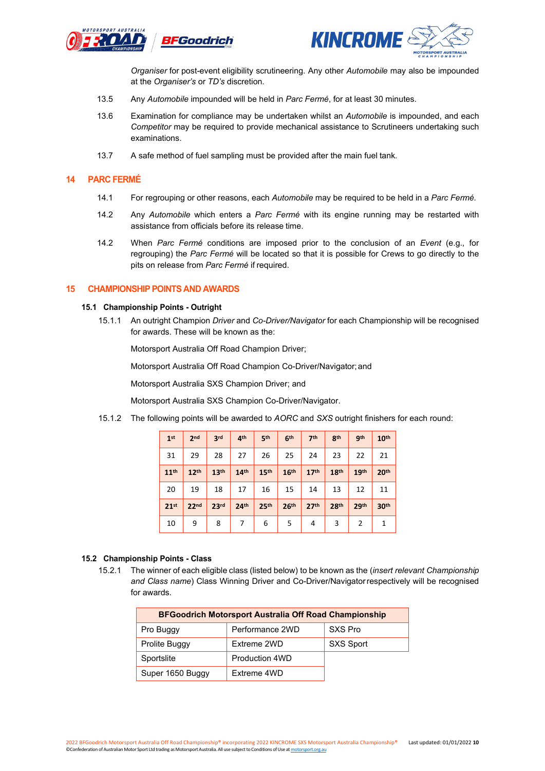*Organiser* for post-event eligibility scrutineering. Any other *Automobile* may also be impounded at the *Organiser's* or *TD's* discretion.

13.5 Any *Automobile* impounded will be held in *Parc Fermé*, for at least 30 minutes.

13.6 Examination for compliance may be undertaken whilst an *Automobile* is impounded, and each *Competitor* may be required to provide mechanical assistance to Scrutineers undertaking such examinations.

13.7 A safe method of fuel sampling must be provided after the main fuel tank.

## 14 PARC FERMÉ

14.1 For regrouping or other reasons, each *Automobile* may be required to be held in a *Parc Fermé.*

14.2 Any *Automobile* which enters a *Parc Fermé* with its engine running may be restarted with assistance from officials before its release time.

14.2 When *Parc Fermé* conditions are imposed prior to the conclusion of an *Event* (e.g., for regrouping) the *Parc Fermé* will be located so that it is possible for Crews to go directly to the pits on release from *Parc Fermé* if required.

## 15 CHAMPIONSHIP POINTS AND AWARDS

### 15.1 Championship Points - Outright

15.1.1 An outright Champion *Driver* and *Co-Driver/Navigator* for each Championship will be recognised for awards. These will be known as the:

Motorsport Australia Off Road Champion Driver;

Motorsport Australia Off Road Champion Co-Driver/Navigator; and

Motorsport Australia SXS Champion Driver; and

Motorsport Australia SXS Champion Co-Driver/Navigator.

15.1.2 The following points will be awarded to *AORC* and *SXS* outright finishers for each round:

| 1st | 2nd | 3rd | 4th | 5th | 6th | 7th | 8th | 9th | 10th |
|---|---|---|---|---|---|---|---|---|---|
| 31 | 29 | 28 | 27 | 26 | 25 | 24 | 23 | 22 | 21 |
| **11th** | **12th** | **13th** | **14th** | **15th** | **16th** | **17th** | **18th** | **19th** | **20th** |
| 20 | 19 | 18 | 17 | 16 | 15 | 14 | 13 | 12 | 11 |
| **21st** | **22nd** | **23rd** | **24th** | **25th** | **26th** | **27th** | **28th** | **29th** | **30th** |
| 10 | 9 | 8 | 7 | 6 | 5 | 4 | 3 | 2 | 1 |

### 15.2 Championship Points - Class

15.2.1 The winner of each eligible class (listed below) to be known as the (*insert relevant Championship and Class name*) Class Winning Driver and Co-Driver/Navigator respectively will be recognised for awards.

| BFGoodrich Motorsport Australia Off Road Championship | | |
|---|---|---|
| Pro Buggy | Performance 2WD | SXS Pro |
| Prolite Buggy | Extreme 2WD | SXS Sport |
| Sportslite | Production 4WD | |
| Super 1650 Buggy | Extreme 4WD | |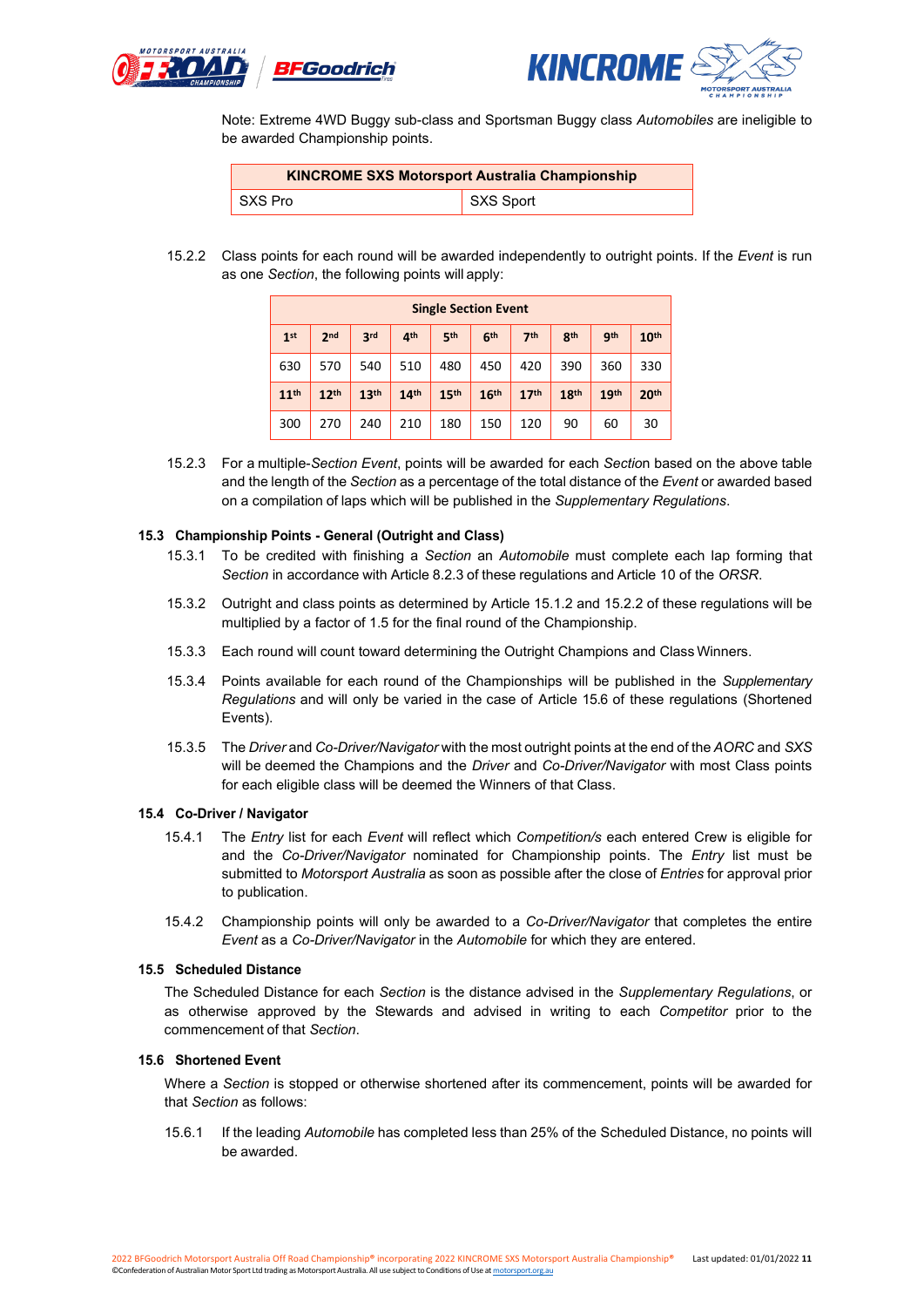Note: Extreme 4WD Buggy sub-class and Sportsman Buggy class *Automobiles* are ineligible to be awarded Championship points.

| KINCROME SXS Motorsport Australia Championship | |
|---|---|
| SXS Pro | SXS Sport |

15.2.2 Class points for each round will be awarded independently to outright points. If the *Event* is run as one *Section*, the following points will apply:

| Single Section Event | | | | | | | | | |
|---|---|---|---|---|---|---|---|---|---|
| 1st | 2nd | 3rd | 4th | 5th | 6th | 7th | 8th | 9th | 10th |
| 630 | 570 | 540 | 510 | 480 | 450 | 420 | 390 | 360 | 330 |
| 11th | 12th | 13th | 14th | 15th | 16th | 17th | 18th | 19th | 20th |
| 300 | 270 | 240 | 210 | 180 | 150 | 120 | 90 | 60 | 30 |

15.2.3 For a multiple-*Section Event*, points will be awarded for each *Section* based on the above table and the length of the *Section* as a percentage of the total distance of the *Event* or awarded based on a compilation of laps which will be published in the *Supplementary Regulations*.

### 15.3 Championship Points - General (Outright and Class)

15.3.1 To be credited with finishing a *Section* an *Automobile* must complete each lap forming that *Section* in accordance with Article 8.2.3 of these regulations and Article 10 of the *ORSR*.

15.3.2 Outright and class points as determined by Article 15.1.2 and 15.2.2 of these regulations will be multiplied by a factor of 1.5 for the final round of the Championship.

15.3.3 Each round will count toward determining the Outright Champions and Class Winners.

15.3.4 Points available for each round of the Championships will be published in the *Supplementary Regulations* and will only be varied in the case of Article 15.6 of these regulations (Shortened Events).

15.3.5 The *Driver* and *Co-Driver/Navigator* with the most outright points at the end of the *AORC* and *SXS* will be deemed the Champions and the *Driver* and *Co-Driver/Navigator* with most Class points for each eligible class will be deemed the Winners of that Class.

### 15.4 Co-Driver / Navigator

15.4.1 The *Entry* list for each *Event* will reflect which *Competition/s* each entered Crew is eligible for and the *Co-Driver/Navigator* nominated for Championship points. The *Entry* list must be submitted to *Motorsport Australia* as soon as possible after the close of *Entries* for approval prior to publication.

15.4.2 Championship points will only be awarded to a *Co-Driver/Navigator* that completes the entire *Event* as a *Co-Driver/Navigator* in the *Automobile* for which they are entered.

### 15.5 Scheduled Distance

The Scheduled Distance for each *Section* is the distance advised in the *Supplementary Regulations*, or as otherwise approved by the Stewards and advised in writing to each *Competitor* prior to the commencement of that *Section*.

### 15.6 Shortened Event

Where a *Section* is stopped or otherwise shortened after its commencement, points will be awarded for that *Section* as follows:

15.6.1 If the leading *Automobile* has completed less than 25% of the Scheduled Distance, no points will be awarded.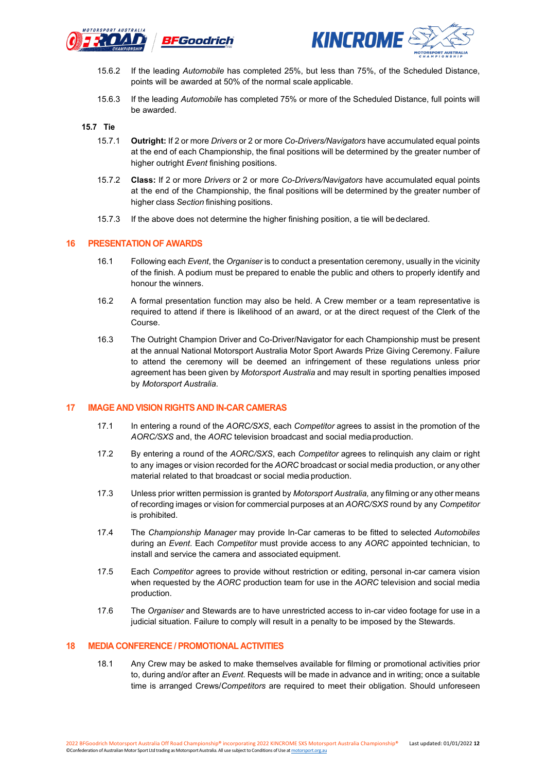15.6.2 If the leading *Automobile* has completed 25%, but less than 75%, of the Scheduled Distance, points will be awarded at 50% of the normal scale applicable.

15.6.3 If the leading *Automobile* has completed 75% or more of the Scheduled Distance, full points will be awarded.

**15.7 Tie**

15.7.1 **Outright:** If 2 or more *Drivers* or 2 or more *Co-Drivers/Navigators* have accumulated equal points at the end of each Championship, the final positions will be determined by the greater number of higher outright *Event* finishing positions.

15.7.2 **Class:** If 2 or more *Drivers* or 2 or more *Co-Drivers/Navigators* have accumulated equal points at the end of the Championship, the final positions will be determined by the greater number of higher class *Section* finishing positions.

15.7.3 If the above does not determine the higher finishing position, a tie will be declared.

## 16 PRESENTATION OF AWARDS

16.1 Following each *Event*, the *Organiser* is to conduct a presentation ceremony, usually in the vicinity of the finish. A podium must be prepared to enable the public and others to properly identify and honour the winners.

16.2 A formal presentation function may also be held. A Crew member or a team representative is required to attend if there is likelihood of an award, or at the direct request of the Clerk of the Course.

16.3 The Outright Champion Driver and Co-Driver/Navigator for each Championship must be present at the annual National Motorsport Australia Motor Sport Awards Prize Giving Ceremony. Failure to attend the ceremony will be deemed an infringement of these regulations unless prior agreement has been given by *Motorsport Australia* and may result in sporting penalties imposed by *Motorsport Australia*.

## 17 IMAGE AND VISION RIGHTS AND IN-CAR CAMERAS

17.1 In entering a round of the *AORC/SXS*, each *Competitor* agrees to assist in the promotion of the *AORC/SXS* and, the *AORC* television broadcast and social media production.

17.2 By entering a round of the *AORC/SXS*, each *Competitor* agrees to relinquish any claim or right to any images or vision recorded for the *AORC* broadcast or social media production, or any other material related to that broadcast or social media production.

17.3 Unless prior written permission is granted by *Motorsport Australia,* any filming or any other means of recording images or vision for commercial purposes at an *AORC/SXS* round by any *Competitor* is prohibited.

17.4 The *Championship Manager* may provide In-Car cameras to be fitted to selected *Automobiles* during an *Event*. Each *Competitor* must provide access to any *AORC* appointed technician, to install and service the camera and associated equipment.

17.5 Each *Competitor* agrees to provide without restriction or editing, personal in-car camera vision when requested by the *AORC* production team for use in the *AORC* television and social media production.

17.6 The *Organiser* and Stewards are to have unrestricted access to in-car video footage for use in a judicial situation. Failure to comply will result in a penalty to be imposed by the Stewards.

## 18 MEDIA CONFERENCE / PROMOTIONAL ACTIVITIES

18.1 Any Crew may be asked to make themselves available for filming or promotional activities prior to, during and/or after an *Event*. Requests will be made in advance and in writing; once a suitable time is arranged Crews/*Competitors* are required to meet their obligation. Should unforeseen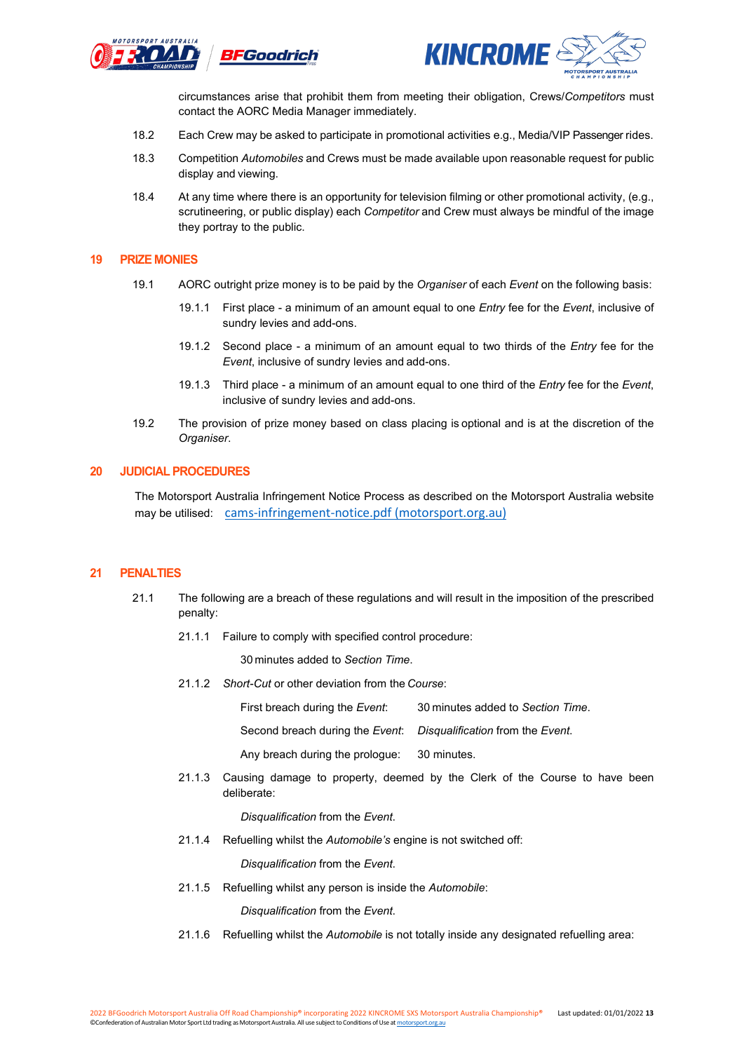circumstances arise that prohibit them from meeting their obligation, Crews/*Competitors* must contact the AORC Media Manager immediately.

18.2 Each Crew may be asked to participate in promotional activities e.g., Media/VIP Passenger rides.

18.3 Competition *Automobiles* and Crews must be made available upon reasonable request for public display and viewing.

18.4 At any time where there is an opportunity for television filming or other promotional activity, (e.g., scrutineering, or public display) each *Competitor* and Crew must always be mindful of the image they portray to the public.

## 19 PRIZE MONIES

19.1 AORC outright prize money is to be paid by the *Organiser* of each *Event* on the following basis:

19.1.1 First place - a minimum of an amount equal to one *Entry* fee for the *Event*, inclusive of sundry levies and add-ons.

19.1.2 Second place - a minimum of an amount equal to two thirds of the *Entry* fee for the *Event*, inclusive of sundry levies and add-ons.

19.1.3 Third place - a minimum of an amount equal to one third of the *Entry* fee for the *Event*, inclusive of sundry levies and add-ons.

19.2 The provision of prize money based on class placing is optional and is at the discretion of the *Organiser*.

## 20 JUDICIAL PROCEDURES

The Motorsport Australia Infringement Notice Process as described on the Motorsport Australia website may be utilised: cams-infringement-notice.pdf (motorsport.org.au)

## 21 PENALTIES

21.1 The following are a breach of these regulations and will result in the imposition of the prescribed penalty:

21.1.1 Failure to comply with specified control procedure:

30 minutes added to *Section Time*.

21.1.2 *Short-Cut* or other deviation from the *Course*:

| | |
|---|---|
| First breach during the *Event*: | 30 minutes added to *Section Time*. |
| Second breach during the *Event*: | *Disqualification* from the *Event*. |
| Any breach during the prologue: | 30 minutes. |

21.1.3 Causing damage to property, deemed by the Clerk of the Course to have been deliberate:

*Disqualification* from the *Event*.

21.1.4 Refuelling whilst the *Automobile's* engine is not switched off:

*Disqualification* from the *Event*.

21.1.5 Refuelling whilst any person is inside the *Automobile*:

*Disqualification* from the *Event*.

21.1.6 Refuelling whilst the *Automobile* is not totally inside any designated refuelling area: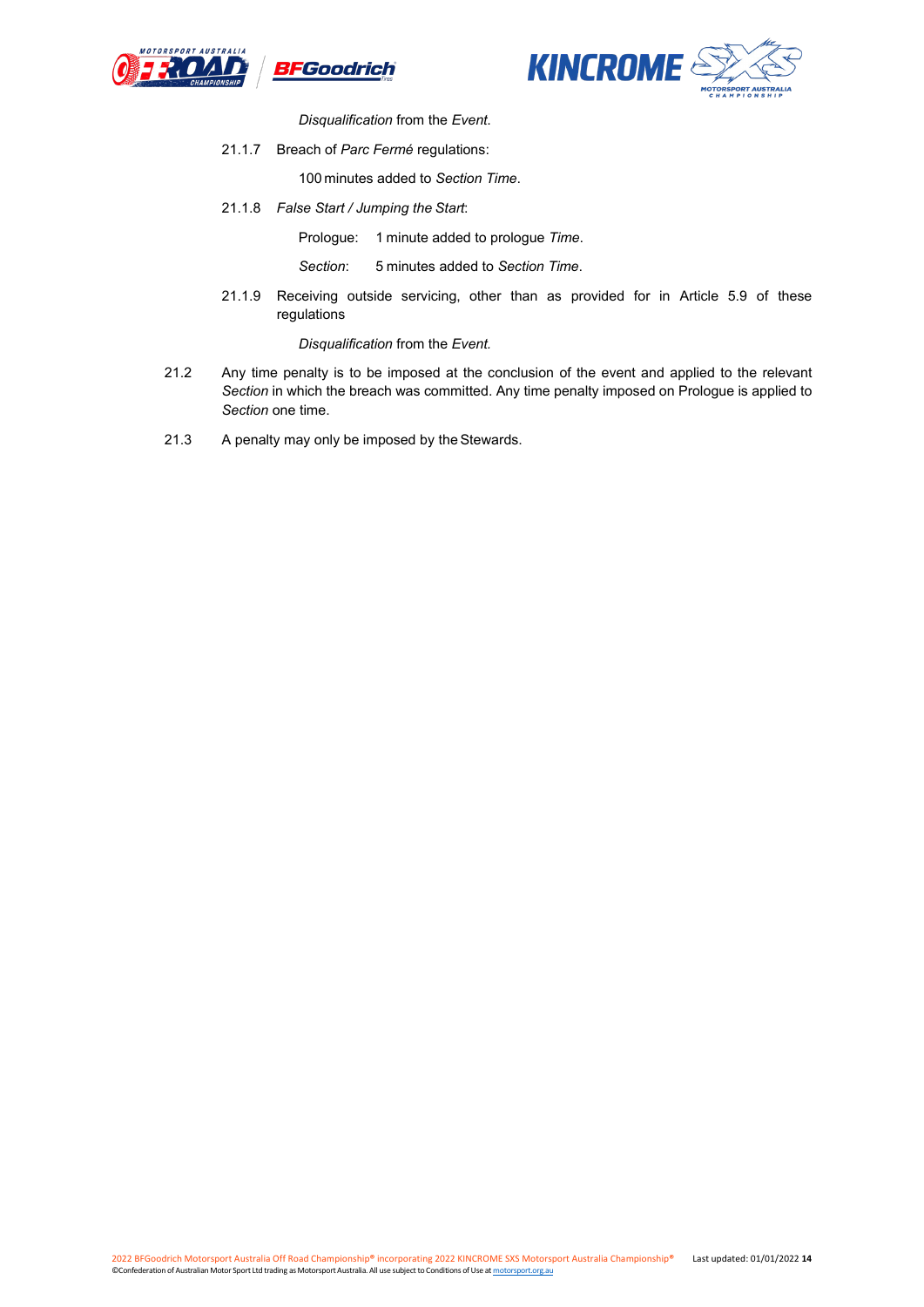*Disqualification* from the *Event.*

21.1.7 Breach of *Parc Fermé* regulations:

100 minutes added to *Section Time*.

21.1.8 *False Start / Jumping the Start*:

Prologue: 1 minute added to prologue *Time*.

*Section*: 5 minutes added to *Section Time*.

21.1.9 Receiving outside servicing, other than as provided for in Article 5.9 of these regulations

*Disqualification* from the *Event.*

21.2 Any time penalty is to be imposed at the conclusion of the event and applied to the relevant *Section* in which the breach was committed. Any time penalty imposed on Prologue is applied to *Section* one time.

21.3 A penalty may only be imposed by the Stewards.